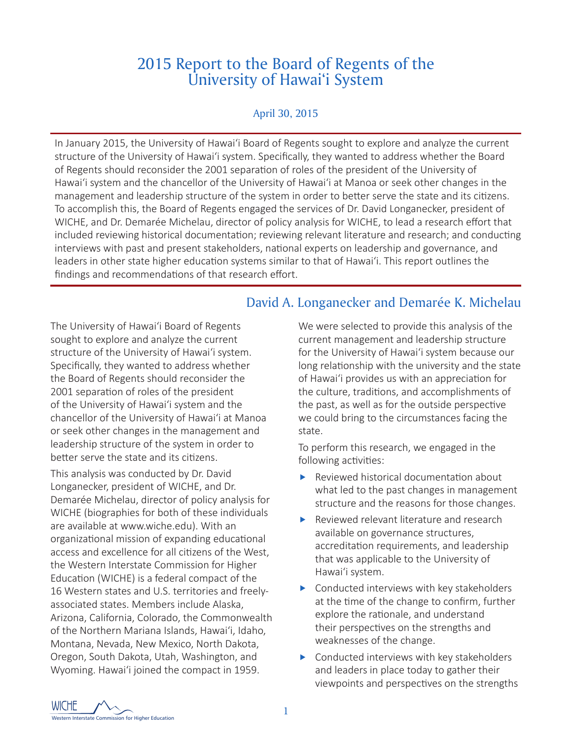# 2015 Report to the Board of Regents of the University of Hawai'i System

April 30, 2015

In January 2015, the University of Hawai'i Board of Regents sought to explore and analyze the current structure of the University of Hawai'i system. Specifically, they wanted to address whether the Board of Regents should reconsider the 2001 separation of roles of the president of the University of Hawai'i system and the chancellor of the University of Hawai'i at Manoa or seek other changes in the management and leadership structure of the system in order to better serve the state and its citizens. To accomplish this, the Board of Regents engaged the services of Dr. David Longanecker, president of WICHE, and Dr. Demarée Michelau, director of policy analysis for WICHE, to lead a research effort that included reviewing historical documentation; reviewing relevant literature and research; and conducting interviews with past and present stakeholders, national experts on leadership and governance, and leaders in other state higher education systems similar to that of Hawai'i. This report outlines the findings and recommendations of that research effort.

David A. Longanecker and Demarée K. Michelau

The University of Hawai'i Board of Regents sought to explore and analyze the current structure of the University of Hawai'i system. Specifically, they wanted to address whether the Board of Regents should reconsider the 2001 separation of roles of the president of the University of Hawai'i system and the chancellor of the University of Hawai'i at Manoa or seek other changes in the management and leadership structure of the system in order to better serve the state and its citizens.

This analysis was conducted by Dr. David Longanecker, president of WICHE, and Dr. Demarée Michelau, director of policy analysis for WICHE (biographies for both of these individuals are available at www.wiche.edu). With an organizational mission of expanding educational access and excellence for all citizens of the West, the Western Interstate Commission for Higher Education (WICHE) is a federal compact of the 16 Western states and U.S. territories and freely-associated states. Members include Alaska, Arizona, California, Colorado, the Commonwealth of the Northern Mariana Islands, Hawai'i, Idaho, Montana, Nevada, New Mexico, North Dakota, Oregon, South Dakota, Utah, Washington, and Wyoming. Hawai'i joined the compact in 1959.

We were selected to provide this analysis of the current management and leadership structure for the University of Hawai'i system because our long relationship with the university and the state of Hawai'i provides us with an appreciation for the culture, traditions, and accomplishments of the past, as well as for the outside perspective we could bring to the circumstances facing the state.

To perform this research, we engaged in the following activities:

- Reviewed historical documentation about what led to the past changes in management structure and the reasons for those changes.
- Reviewed relevant literature and research available on governance structures, accreditation requirements, and leadership that was applicable to the University of Hawai'i system.
- Conducted interviews with key stakeholders at the time of the change to confirm, further explore the rationale, and understand their perspectives on the strengths and weaknesses of the change.
- Conducted interviews with key stakeholders and leaders in place today to gather their viewpoints and perspectives on the strengths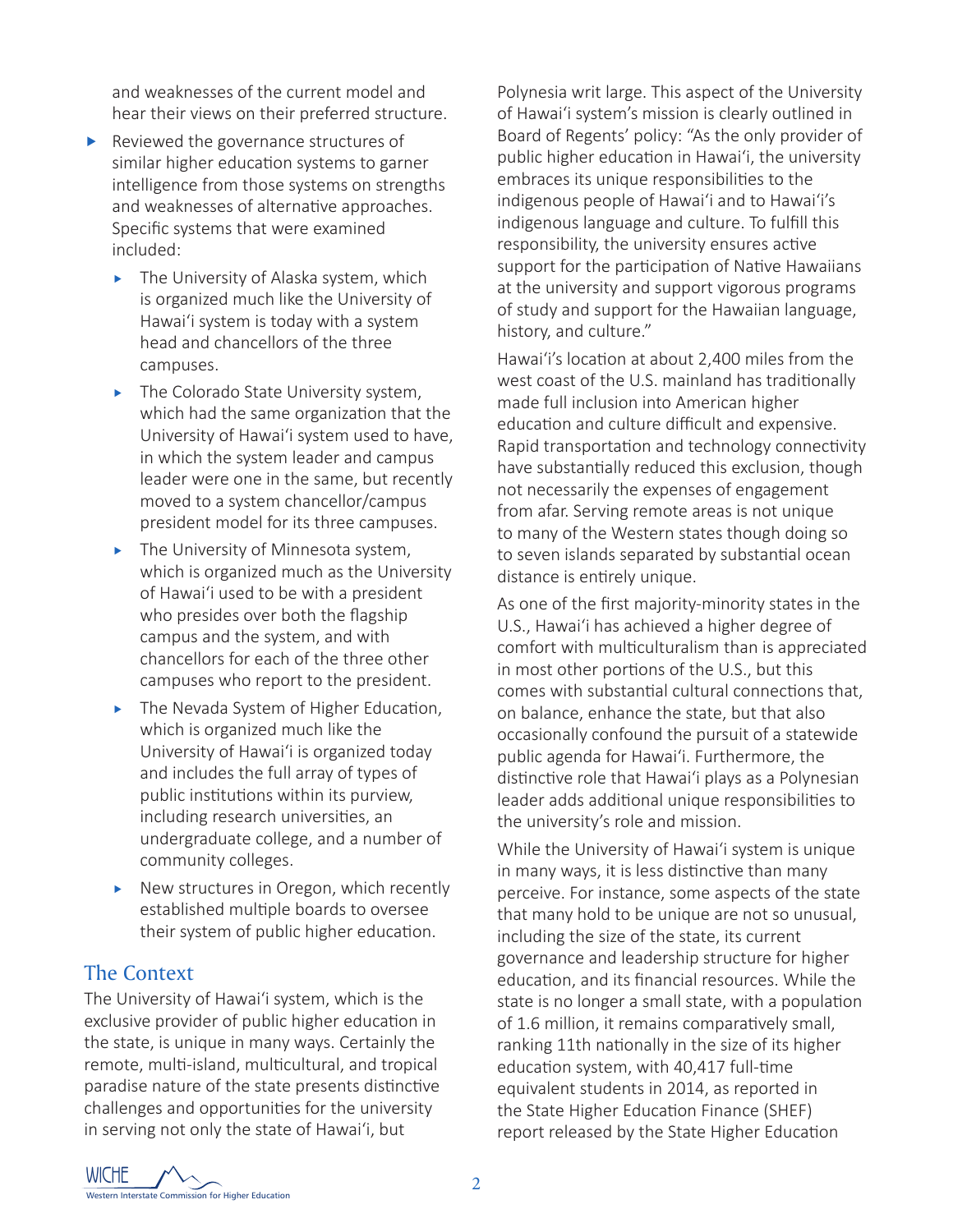and weaknesses of the current model and hear their views on their preferred structure.

- Reviewed the governance structures of similar higher education systems to garner intelligence from those systems on strengths and weaknesses of alternative approaches. Specific systems that were examined included:
  - The University of Alaska system, which is organized much like the University of Hawaiʻi system is today with a system head and chancellors of the three campuses.
  - The Colorado State University system, which had the same organization that the University of Hawaiʻi system used to have, in which the system leader and campus leader were one in the same, but recently moved to a system chancellor/campus president model for its three campuses.
  - The University of Minnesota system, which is organized much as the University of Hawaiʻi used to be with a president who presides over both the flagship campus and the system, and with chancellors for each of the three other campuses who report to the president.
  - The Nevada System of Higher Education, which is organized much like the University of Hawaiʻi is organized today and includes the full array of types of public institutions within its purview, including research universities, an undergraduate college, and a number of community colleges.
  - New structures in Oregon, which recently established multiple boards to oversee their system of public higher education.

## The Context

The University of Hawaiʻi system, which is the exclusive provider of public higher education in the state, is unique in many ways. Certainly the remote, multi-island, multicultural, and tropical paradise nature of the state presents distinctive challenges and opportunities for the university in serving not only the state of Hawaiʻi, but Polynesia writ large. This aspect of the University of Hawaiʻi system's mission is clearly outlined in Board of Regents' policy: "As the only provider of public higher education in Hawaiʻi, the university embraces its unique responsibilities to the indigenous people of Hawaiʻi and to Hawaiʻi's indigenous language and culture. To fulfill this responsibility, the university ensures active support for the participation of Native Hawaiians at the university and support vigorous programs of study and support for the Hawaiian language, history, and culture."

Hawaiʻi's location at about 2,400 miles from the west coast of the U.S. mainland has traditionally made full inclusion into American higher education and culture difficult and expensive. Rapid transportation and technology connectivity have substantially reduced this exclusion, though not necessarily the expenses of engagement from afar. Serving remote areas is not unique to many of the Western states though doing so to seven islands separated by substantial ocean distance is entirely unique.

As one of the first majority-minority states in the U.S., Hawaiʻi has achieved a higher degree of comfort with multiculturalism than is appreciated in most other portions of the U.S., but this comes with substantial cultural connections that, on balance, enhance the state, but that also occasionally confound the pursuit of a statewide public agenda for Hawaiʻi. Furthermore, the distinctive role that Hawaiʻi plays as a Polynesian leader adds additional unique responsibilities to the university's role and mission.

While the University of Hawaiʻi system is unique in many ways, it is less distinctive than many perceive. For instance, some aspects of the state that many hold to be unique are not so unusual, including the size of the state, its current governance and leadership structure for higher education, and its financial resources. While the state is no longer a small state, with a population of 1.6 million, it remains comparatively small, ranking 11th nationally in the size of its higher education system, with 40,417 full-time equivalent students in 2014, as reported in the State Higher Education Finance (SHEF) report released by the State Higher Education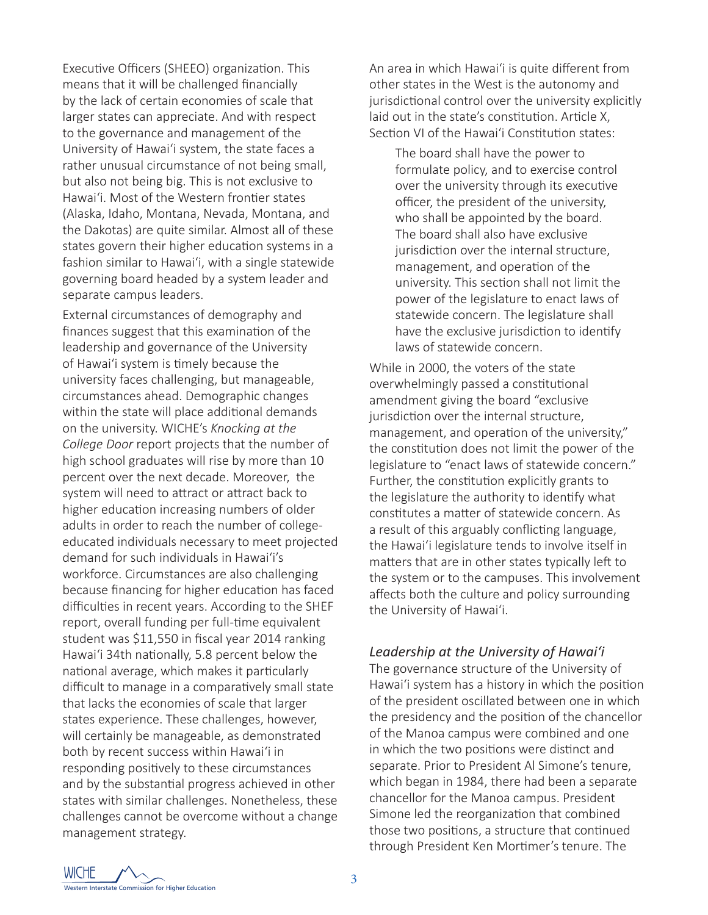Executive Officers (SHEEO) organization. This means that it will be challenged financially by the lack of certain economies of scale that larger states can appreciate. And with respect to the governance and management of the University of Hawai'i system, the state faces a rather unusual circumstance of not being small, but also not being big. This is not exclusive to Hawai'i. Most of the Western frontier states (Alaska, Idaho, Montana, Nevada, Montana, and the Dakotas) are quite similar. Almost all of these states govern their higher education systems in a fashion similar to Hawai'i, with a single statewide governing board headed by a system leader and separate campus leaders.

External circumstances of demography and finances suggest that this examination of the leadership and governance of the University of Hawai'i system is timely because the university faces challenging, but manageable, circumstances ahead. Demographic changes within the state will place additional demands on the university. WICHE's *Knocking at the College Door* report projects that the number of high school graduates will rise by more than 10 percent over the next decade. Moreover, the system will need to attract or attract back to higher education increasing numbers of older adults in order to reach the number of college-educated individuals necessary to meet projected demand for such individuals in Hawai'i's workforce. Circumstances are also challenging because financing for higher education has faced difficulties in recent years. According to the SHEF report, overall funding per full-time equivalent student was $11,550 in fiscal year 2014 ranking Hawai'i 34th nationally, 5.8 percent below the national average, which makes it particularly difficult to manage in a comparatively small state that lacks the economies of scale that larger states experience. These challenges, however, will certainly be manageable, as demonstrated both by recent success within Hawai'i in responding positively to these circumstances and by the substantial progress achieved in other states with similar challenges. Nonetheless, these challenges cannot be overcome without a change management strategy.

An area in which Hawai'i is quite different from other states in the West is the autonomy and jurisdictional control over the university explicitly laid out in the state's constitution. Article X, Section VI of the Hawai'i Constitution states:

> The board shall have the power to formulate policy, and to exercise control over the university through its executive officer, the president of the university, who shall be appointed by the board. The board shall also have exclusive jurisdiction over the internal structure, management, and operation of the university. This section shall not limit the power of the legislature to enact laws of statewide concern. The legislature shall have the exclusive jurisdiction to identify laws of statewide concern.

While in 2000, the voters of the state overwhelmingly passed a constitutional amendment giving the board "exclusive jurisdiction over the internal structure, management, and operation of the university," the constitution does not limit the power of the legislature to "enact laws of statewide concern." Further, the constitution explicitly grants to the legislature the authority to identify what constitutes a matter of statewide concern. As a result of this arguably conflicting language, the Hawai'i legislature tends to involve itself in matters that are in other states typically left to the system or to the campuses. This involvement affects both the culture and policy surrounding the University of Hawai'i.

### *Leadership at the University of Hawai'i*

The governance structure of the University of Hawai'i system has a history in which the position of the president oscillated between one in which the presidency and the position of the chancellor of the Manoa campus were combined and one in which the two positions were distinct and separate. Prior to President Al Simone's tenure, which began in 1984, there had been a separate chancellor for the Manoa campus. President Simone led the reorganization that combined those two positions, a structure that continued through President Ken Mortimer's tenure. The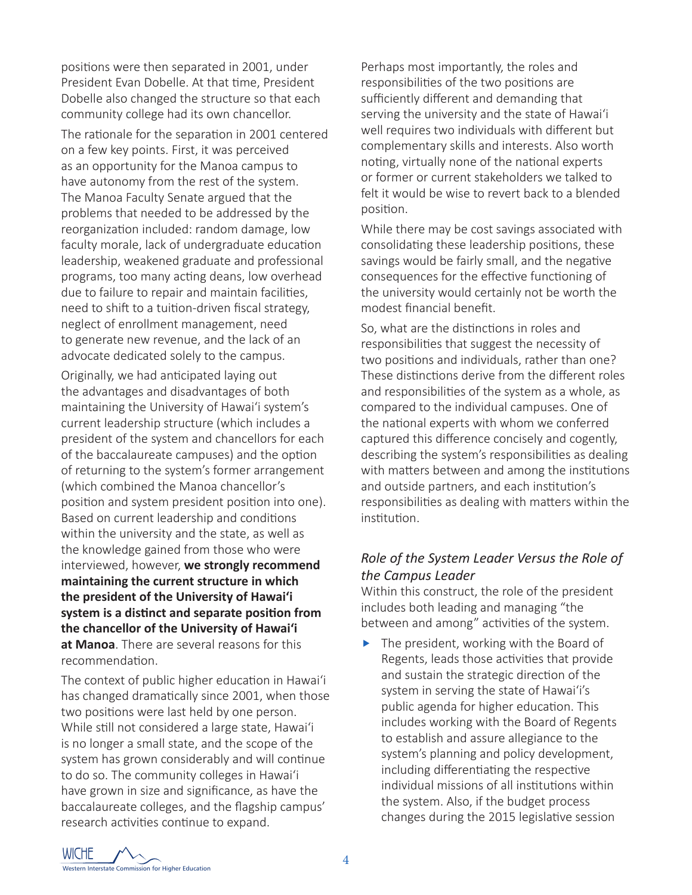positions were then separated in 2001, under President Evan Dobelle. At that time, President Dobelle also changed the structure so that each community college had its own chancellor.

The rationale for the separation in 2001 centered on a few key points. First, it was perceived as an opportunity for the Manoa campus to have autonomy from the rest of the system. The Manoa Faculty Senate argued that the problems that needed to be addressed by the reorganization included: random damage, low faculty morale, lack of undergraduate education leadership, weakened graduate and professional programs, too many acting deans, low overhead due to failure to repair and maintain facilities, need to shift to a tuition-driven fiscal strategy, neglect of enrollment management, need to generate new revenue, and the lack of an advocate dedicated solely to the campus.

Originally, we had anticipated laying out the advantages and disadvantages of both maintaining the University of Hawai'i system's current leadership structure (which includes a president of the system and chancellors for each of the baccalaureate campuses) and the option of returning to the system's former arrangement (which combined the Manoa chancellor's position and system president position into one). Based on current leadership and conditions within the university and the state, as well as the knowledge gained from those who were interviewed, however, **we strongly recommend maintaining the current structure in which the president of the University of Hawai'i system is a distinct and separate position from the chancellor of the University of Hawai'i at Manoa**. There are several reasons for this recommendation.

The context of public higher education in Hawai'i has changed dramatically since 2001, when those two positions were last held by one person. While still not considered a large state, Hawai'i is no longer a small state, and the scope of the system has grown considerably and will continue to do so. The community colleges in Hawai'i have grown in size and significance, as have the baccalaureate colleges, and the flagship campus' research activities continue to expand.

Perhaps most importantly, the roles and responsibilities of the two positions are sufficiently different and demanding that serving the university and the state of Hawai'i well requires two individuals with different but complementary skills and interests. Also worth noting, virtually none of the national experts or former or current stakeholders we talked to felt it would be wise to revert back to a blended position.

While there may be cost savings associated with consolidating these leadership positions, these savings would be fairly small, and the negative consequences for the effective functioning of the university would certainly not be worth the modest financial benefit.

So, what are the distinctions in roles and responsibilities that suggest the necessity of two positions and individuals, rather than one? These distinctions derive from the different roles and responsibilities of the system as a whole, as compared to the individual campuses. One of the national experts with whom we conferred captured this difference concisely and cogently, describing the system's responsibilities as dealing with matters between and among the institutions and outside partners, and each institution's responsibilities as dealing with matters within the institution.

### *Role of the System Leader Versus the Role of the Campus Leader*

Within this construct, the role of the president includes both leading and managing "the between and among" activities of the system.

- The president, working with the Board of Regents, leads those activities that provide and sustain the strategic direction of the system in serving the state of Hawai'i's public agenda for higher education. This includes working with the Board of Regents to establish and assure allegiance to the system's planning and policy development, including differentiating the respective individual missions of all institutions within the system. Also, if the budget process changes during the 2015 legislative session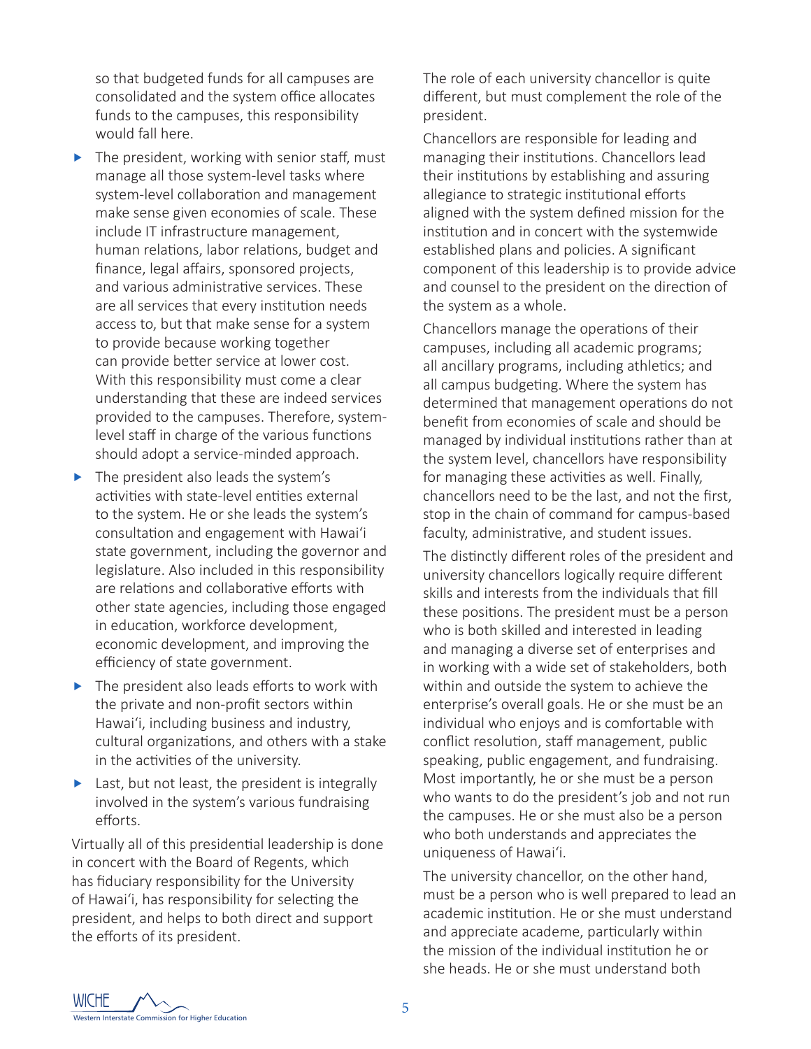so that budgeted funds for all campuses are consolidated and the system office allocates funds to the campuses, this responsibility would fall here.

- The president, working with senior staff, must manage all those system-level tasks where system-level collaboration and management make sense given economies of scale. These include IT infrastructure management, human relations, labor relations, budget and finance, legal affairs, sponsored projects, and various administrative services. These are all services that every institution needs access to, but that make sense for a system to provide because working together can provide better service at lower cost. With this responsibility must come a clear understanding that these are indeed services provided to the campuses. Therefore, system-level staff in charge of the various functions should adopt a service-minded approach.
- The president also leads the system's activities with state-level entities external to the system. He or she leads the system's consultation and engagement with Hawai'i state government, including the governor and legislature. Also included in this responsibility are relations and collaborative efforts with other state agencies, including those engaged in education, workforce development, economic development, and improving the efficiency of state government.
- The president also leads efforts to work with the private and non-profit sectors within Hawai'i, including business and industry, cultural organizations, and others with a stake in the activities of the university.
- Last, but not least, the president is integrally involved in the system's various fundraising efforts.

Virtually all of this presidential leadership is done in concert with the Board of Regents, which has fiduciary responsibility for the University of Hawai'i, has responsibility for selecting the president, and helps to both direct and support the efforts of its president.

The role of each university chancellor is quite different, but must complement the role of the president.

Chancellors are responsible for leading and managing their institutions. Chancellors lead their institutions by establishing and assuring allegiance to strategic institutional efforts aligned with the system defined mission for the institution and in concert with the systemwide established plans and policies. A significant component of this leadership is to provide advice and counsel to the president on the direction of the system as a whole.

Chancellors manage the operations of their campuses, including all academic programs; all ancillary programs, including athletics; and all campus budgeting. Where the system has determined that management operations do not benefit from economies of scale and should be managed by individual institutions rather than at the system level, chancellors have responsibility for managing these activities as well. Finally, chancellors need to be the last, and not the first, stop in the chain of command for campus-based faculty, administrative, and student issues.

The distinctly different roles of the president and university chancellors logically require different skills and interests from the individuals that fill these positions. The president must be a person who is both skilled and interested in leading and managing a diverse set of enterprises and in working with a wide set of stakeholders, both within and outside the system to achieve the enterprise's overall goals. He or she must be an individual who enjoys and is comfortable with conflict resolution, staff management, public speaking, public engagement, and fundraising. Most importantly, he or she must be a person who wants to do the president's job and not run the campuses. He or she must also be a person who both understands and appreciates the uniqueness of Hawai'i.

The university chancellor, on the other hand, must be a person who is well prepared to lead an academic institution. He or she must understand and appreciate academe, particularly within the mission of the individual institution he or she heads. He or she must understand both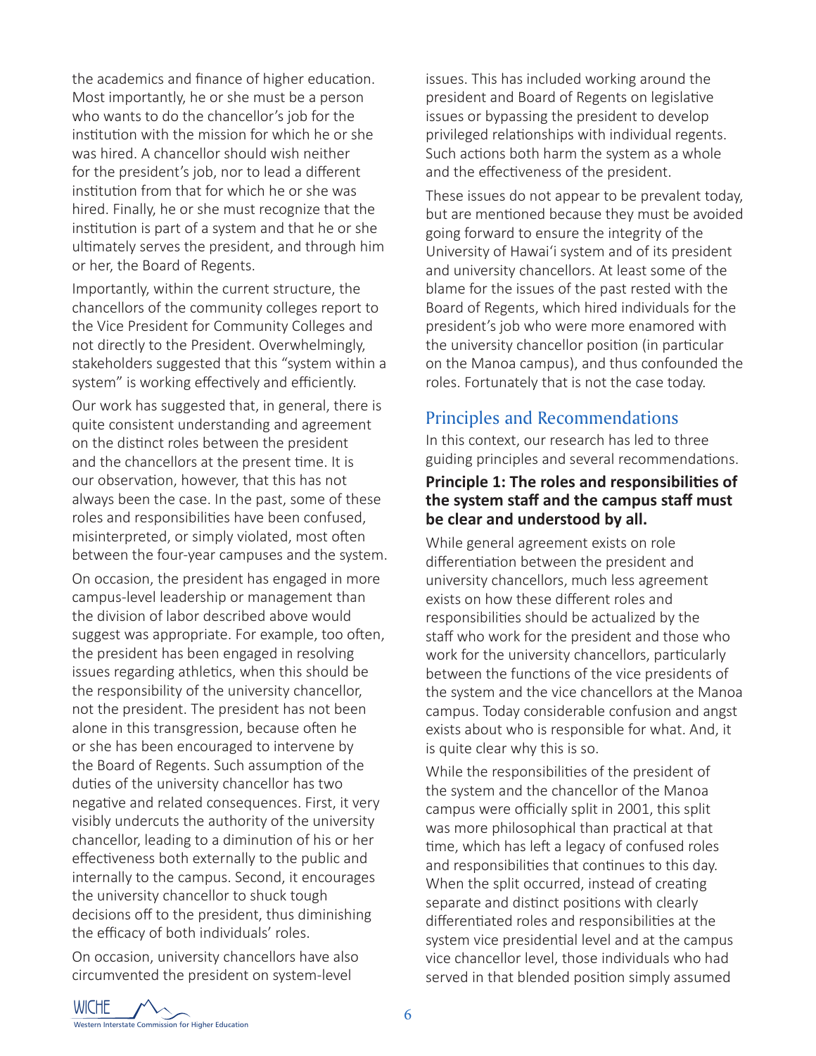the academics and finance of higher education. Most importantly, he or she must be a person who wants to do the chancellor's job for the institution with the mission for which he or she was hired. A chancellor should wish neither for the president's job, nor to lead a different institution from that for which he or she was hired. Finally, he or she must recognize that the institution is part of a system and that he or she ultimately serves the president, and through him or her, the Board of Regents.

Importantly, within the current structure, the chancellors of the community colleges report to the Vice President for Community Colleges and not directly to the President. Overwhelmingly, stakeholders suggested that this "system within a system" is working effectively and efficiently.

Our work has suggested that, in general, there is quite consistent understanding and agreement on the distinct roles between the president and the chancellors at the present time. It is our observation, however, that this has not always been the case. In the past, some of these roles and responsibilities have been confused, misinterpreted, or simply violated, most often between the four-year campuses and the system.

On occasion, the president has engaged in more campus-level leadership or management than the division of labor described above would suggest was appropriate. For example, too often, the president has been engaged in resolving issues regarding athletics, when this should be the responsibility of the university chancellor, not the president. The president has not been alone in this transgression, because often he or she has been encouraged to intervene by the Board of Regents. Such assumption of the duties of the university chancellor has two negative and related consequences. First, it very visibly undercuts the authority of the university chancellor, leading to a diminution of his or her effectiveness both externally to the public and internally to the campus. Second, it encourages the university chancellor to shuck tough decisions off to the president, thus diminishing the efficacy of both individuals' roles.

On occasion, university chancellors have also circumvented the president on system-level issues. This has included working around the president and Board of Regents on legislative issues or bypassing the president to develop privileged relationships with individual regents. Such actions both harm the system as a whole and the effectiveness of the president.

These issues do not appear to be prevalent today, but are mentioned because they must be avoided going forward to ensure the integrity of the University of Hawai'i system and of its president and university chancellors. At least some of the blame for the issues of the past rested with the Board of Regents, which hired individuals for the president's job who were more enamored with the university chancellor position (in particular on the Manoa campus), and thus confounded the roles. Fortunately that is not the case today.

## Principles and Recommendations

In this context, our research has led to three guiding principles and several recommendations.

**Principle 1: The roles and responsibilities of the system staff and the campus staff must be clear and understood by all.**

While general agreement exists on role differentiation between the president and university chancellors, much less agreement exists on how these different roles and responsibilities should be actualized by the staff who work for the president and those who work for the university chancellors, particularly between the functions of the vice presidents of the system and the vice chancellors at the Manoa campus. Today considerable confusion and angst exists about who is responsible for what. And, it is quite clear why this is so.

While the responsibilities of the president of the system and the chancellor of the Manoa campus were officially split in 2001, this split was more philosophical than practical at that time, which has left a legacy of confused roles and responsibilities that continues to this day. When the split occurred, instead of creating separate and distinct positions with clearly differentiated roles and responsibilities at the system vice presidential level and at the campus vice chancellor level, those individuals who had served in that blended position simply assumed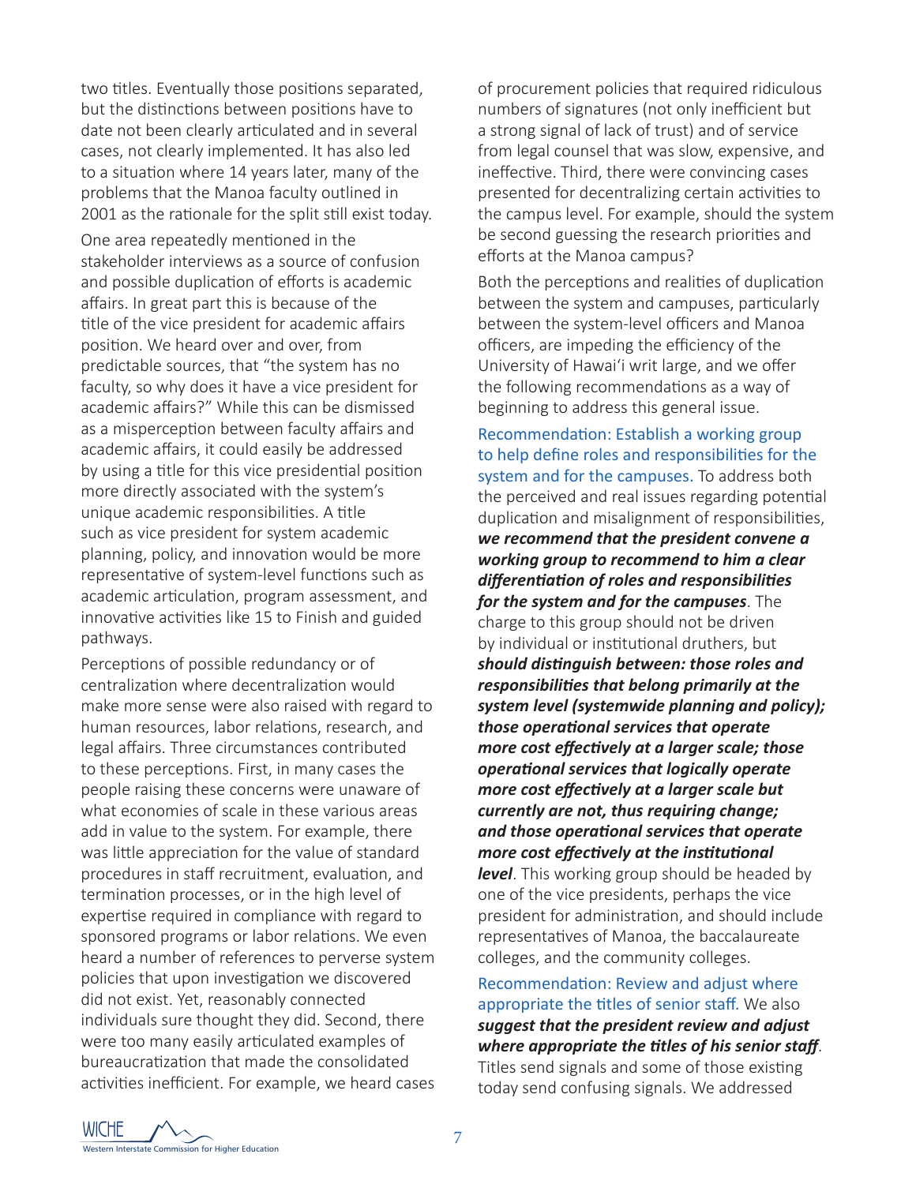two titles. Eventually those positions separated, but the distinctions between positions have to date not been clearly articulated and in several cases, not clearly implemented. It has also led to a situation where 14 years later, many of the problems that the Manoa faculty outlined in 2001 as the rationale for the split still exist today.

One area repeatedly mentioned in the stakeholder interviews as a source of confusion and possible duplication of efforts is academic affairs. In great part this is because of the title of the vice president for academic affairs position. We heard over and over, from predictable sources, that "the system has no faculty, so why does it have a vice president for academic affairs?" While this can be dismissed as a misperception between faculty affairs and academic affairs, it could easily be addressed by using a title for this vice presidential position more directly associated with the system's unique academic responsibilities. A title such as vice president for system academic planning, policy, and innovation would be more representative of system-level functions such as academic articulation, program assessment, and innovative activities like 15 to Finish and guided pathways.

Perceptions of possible redundancy or of centralization where decentralization would make more sense were also raised with regard to human resources, labor relations, research, and legal affairs. Three circumstances contributed to these perceptions. First, in many cases the people raising these concerns were unaware of what economies of scale in these various areas add in value to the system. For example, there was little appreciation for the value of standard procedures in staff recruitment, evaluation, and termination processes, or in the high level of expertise required in compliance with regard to sponsored programs or labor relations. We even heard a number of references to perverse system policies that upon investigation we discovered did not exist. Yet, reasonably connected individuals sure thought they did. Second, there were too many easily articulated examples of bureaucratization that made the consolidated activities inefficient. For example, we heard cases of procurement policies that required ridiculous numbers of signatures (not only inefficient but a strong signal of lack of trust) and of service from legal counsel that was slow, expensive, and ineffective. Third, there were convincing cases presented for decentralizing certain activities to the campus level. For example, should the system be second guessing the research priorities and efforts at the Manoa campus?

Both the perceptions and realities of duplication between the system and campuses, particularly between the system-level officers and Manoa officers, are impeding the efficiency of the University of Hawai'i writ large, and we offer the following recommendations as a way of beginning to address this general issue.

Recommendation: Establish a working group to help define roles and responsibilities for the system and for the campuses. To address both the perceived and real issues regarding potential duplication and misalignment of responsibilities, ***we recommend that the president convene a working group to recommend to him a clear differentiation of roles and responsibilities for the system and for the campuses***. The charge to this group should not be driven by individual or institutional druthers, but ***should distinguish between: those roles and responsibilities that belong primarily at the system level (systemwide planning and policy); those operational services that operate more cost effectively at a larger scale; those operational services that logically operate more cost effectively at a larger scale but currently are not, thus requiring change; and those operational services that operate more cost effectively at the institutional level***. This working group should be headed by one of the vice presidents, perhaps the vice president for administration, and should include representatives of Manoa, the baccalaureate colleges, and the community colleges.

Recommendation: Review and adjust where appropriate the titles of senior staff. We also ***suggest that the president review and adjust where appropriate the titles of his senior staff***. Titles send signals and some of those existing today send confusing signals. We addressed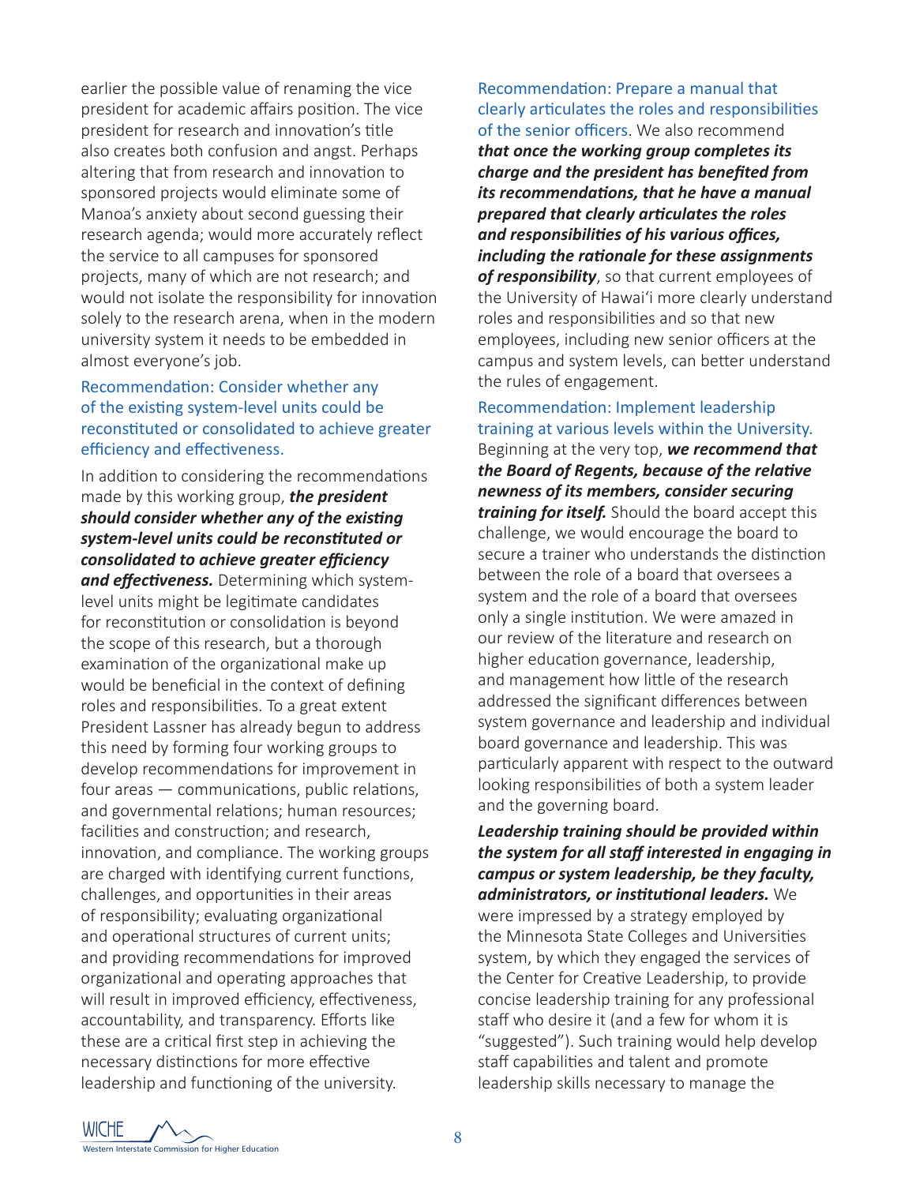earlier the possible value of renaming the vice president for academic affairs position. The vice president for research and innovation's title also creates both confusion and angst. Perhaps altering that from research and innovation to sponsored projects would eliminate some of Manoa's anxiety about second guessing their research agenda; would more accurately reflect the service to all campuses for sponsored projects, many of which are not research; and would not isolate the responsibility for innovation solely to the research arena, when in the modern university system it needs to be embedded in almost everyone's job.

### Recommendation: Consider whether any of the existing system-level units could be reconstituted or consolidated to achieve greater efficiency and effectiveness.

In addition to considering the recommendations made by this working group, ***the president should consider whether any of the existing system-level units could be reconstituted or consolidated to achieve greater efficiency and effectiveness.*** Determining which system-level units might be legitimate candidates for reconstitution or consolidation is beyond the scope of this research, but a thorough examination of the organizational make up would be beneficial in the context of defining roles and responsibilities. To a great extent President Lassner has already begun to address this need by forming four working groups to develop recommendations for improvement in four areas — communications, public relations, and governmental relations; human resources; facilities and construction; and research, innovation, and compliance. The working groups are charged with identifying current functions, challenges, and opportunities in their areas of responsibility; evaluating organizational and operational structures of current units; and providing recommendations for improved organizational and operating approaches that will result in improved efficiency, effectiveness, accountability, and transparency. Efforts like these are a critical first step in achieving the necessary distinctions for more effective leadership and functioning of the university.

### Recommendation: Prepare a manual that clearly articulates the roles and responsibilities of the senior officers.

We also recommend ***that once the working group completes its charge and the president has benefited from its recommendations, that he have a manual prepared that clearly articulates the roles and responsibilities of his various offices, including the rationale for these assignments of responsibility***, so that current employees of the University of Hawai'i more clearly understand roles and responsibilities and so that new employees, including new senior officers at the campus and system levels, can better understand the rules of engagement.

### Recommendation: Implement leadership training at various levels within the University.

Beginning at the very top, ***we recommend that the Board of Regents, because of the relative newness of its members, consider securing training for itself.*** Should the board accept this challenge, we would encourage the board to secure a trainer who understands the distinction between the role of a board that oversees a system and the role of a board that oversees only a single institution. We were amazed in our review of the literature and research on higher education governance, leadership, and management how little of the research addressed the significant differences between system governance and leadership and individual board governance and leadership. This was particularly apparent with respect to the outward looking responsibilities of both a system leader and the governing board.

***Leadership training should be provided within the system for all staff interested in engaging in campus or system leadership, be they faculty, administrators, or institutional leaders.*** We were impressed by a strategy employed by the Minnesota State Colleges and Universities system, by which they engaged the services of the Center for Creative Leadership, to provide concise leadership training for any professional staff who desire it (and a few for whom it is "suggested"). Such training would help develop staff capabilities and talent and promote leadership skills necessary to manage the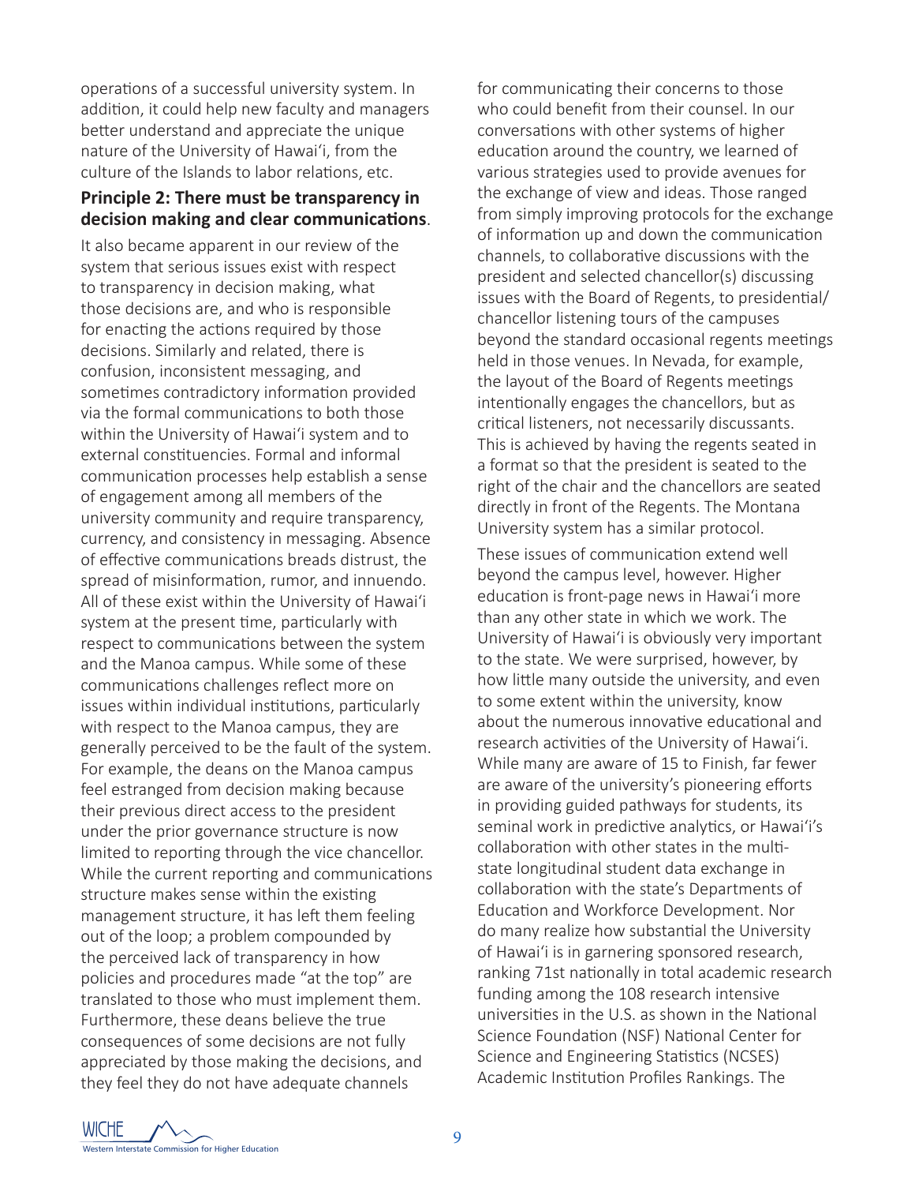operations of a successful university system. In addition, it could help new faculty and managers better understand and appreciate the unique nature of the University of Hawaiʻi, from the culture of the Islands to labor relations, etc.

**Principle 2: There must be transparency in decision making and clear communications**.

It also became apparent in our review of the system that serious issues exist with respect to transparency in decision making, what those decisions are, and who is responsible for enacting the actions required by those decisions. Similarly and related, there is confusion, inconsistent messaging, and sometimes contradictory information provided via the formal communications to both those within the University of Hawaiʻi system and to external constituencies. Formal and informal communication processes help establish a sense of engagement among all members of the university community and require transparency, currency, and consistency in messaging. Absence of effective communications breads distrust, the spread of misinformation, rumor, and innuendo. All of these exist within the University of Hawaiʻi system at the present time, particularly with respect to communications between the system and the Manoa campus. While some of these communications challenges reflect more on issues within individual institutions, particularly with respect to the Manoa campus, they are generally perceived to be the fault of the system. For example, the deans on the Manoa campus feel estranged from decision making because their previous direct access to the president under the prior governance structure is now limited to reporting through the vice chancellor. While the current reporting and communications structure makes sense within the existing management structure, it has left them feeling out of the loop; a problem compounded by the perceived lack of transparency in how policies and procedures made "at the top" are translated to those who must implement them. Furthermore, these deans believe the true consequences of some decisions are not fully appreciated by those making the decisions, and they feel they do not have adequate channels for communicating their concerns to those who could benefit from their counsel. In our conversations with other systems of higher education around the country, we learned of various strategies used to provide avenues for the exchange of view and ideas. Those ranged from simply improving protocols for the exchange of information up and down the communication channels, to collaborative discussions with the president and selected chancellor(s) discussing issues with the Board of Regents, to presidential/chancellor listening tours of the campuses beyond the standard occasional regents meetings held in those venues. In Nevada, for example, the layout of the Board of Regents meetings intentionally engages the chancellors, but as critical listeners, not necessarily discussants. This is achieved by having the regents seated in a format so that the president is seated to the right of the chair and the chancellors are seated directly in front of the Regents. The Montana University system has a similar protocol.

These issues of communication extend well beyond the campus level, however. Higher education is front-page news in Hawaiʻi more than any other state in which we work. The University of Hawaiʻi is obviously very important to the state. We were surprised, however, by how little many outside the university, and even to some extent within the university, know about the numerous innovative educational and research activities of the University of Hawaiʻi. While many are aware of 15 to Finish, far fewer are aware of the university's pioneering efforts in providing guided pathways for students, its seminal work in predictive analytics, or Hawaiʻi's collaboration with other states in the multi-state longitudinal student data exchange in collaboration with the state's Departments of Education and Workforce Development. Nor do many realize how substantial the University of Hawaiʻi is in garnering sponsored research, ranking 71st nationally in total academic research funding among the 108 research intensive universities in the U.S. as shown in the National Science Foundation (NSF) National Center for Science and Engineering Statistics (NCSES) Academic Institution Profiles Rankings. The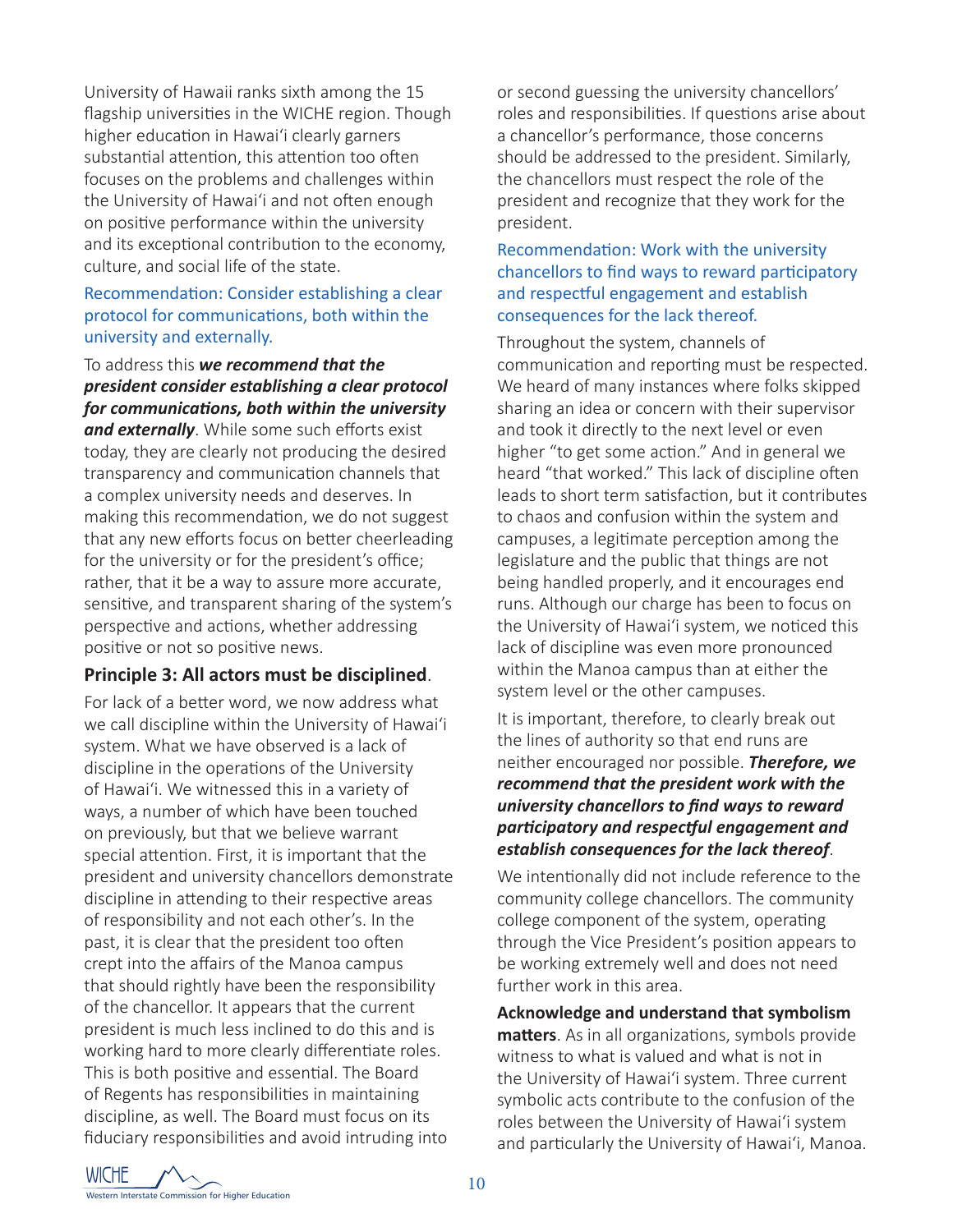University of Hawaii ranks sixth among the 15 flagship universities in the WICHE region. Though higher education in Hawaiʻi clearly garners substantial attention, this attention too often focuses on the problems and challenges within the University of Hawaiʻi and not often enough on positive performance within the university and its exceptional contribution to the economy, culture, and social life of the state.

Recommendation: Consider establishing a clear protocol for communications, both within the university and externally.

To address this ***we recommend that the president consider establishing a clear protocol for communications, both within the university and externally***. While some such efforts exist today, they are clearly not producing the desired transparency and communication channels that a complex university needs and deserves. In making this recommendation, we do not suggest that any new efforts focus on better cheerleading for the university or for the president's office; rather, that it be a way to assure more accurate, sensitive, and transparent sharing of the system's perspective and actions, whether addressing positive or not so positive news.

### Principle 3: All actors must be disciplined.

For lack of a better word, we now address what we call discipline within the University of Hawaiʻi system. What we have observed is a lack of discipline in the operations of the University of Hawaiʻi. We witnessed this in a variety of ways, a number of which have been touched on previously, but that we believe warrant special attention. First, it is important that the president and university chancellors demonstrate discipline in attending to their respective areas of responsibility and not each other's. In the past, it is clear that the president too often crept into the affairs of the Manoa campus that should rightly have been the responsibility of the chancellor. It appears that the current president is much less inclined to do this and is working hard to more clearly differentiate roles. This is both positive and essential. The Board of Regents has responsibilities in maintaining discipline, as well. The Board must focus on its fiduciary responsibilities and avoid intruding into or second guessing the university chancellors' roles and responsibilities. If questions arise about a chancellor's performance, those concerns should be addressed to the president. Similarly, the chancellors must respect the role of the president and recognize that they work for the president.

Recommendation: Work with the university chancellors to find ways to reward participatory and respectful engagement and establish consequences for the lack thereof.

Throughout the system, channels of communication and reporting must be respected. We heard of many instances where folks skipped sharing an idea or concern with their supervisor and took it directly to the next level or even higher "to get some action." And in general we heard "that worked." This lack of discipline often leads to short term satisfaction, but it contributes to chaos and confusion within the system and campuses, a legitimate perception among the legislature and the public that things are not being handled properly, and it encourages end runs. Although our charge has been to focus on the University of Hawaiʻi system, we noticed this lack of discipline was even more pronounced within the Manoa campus than at either the system level or the other campuses.

It is important, therefore, to clearly break out the lines of authority so that end runs are neither encouraged nor possible. ***Therefore, we recommend that the president work with the university chancellors to find ways to reward participatory and respectful engagement and establish consequences for the lack thereof***.

We intentionally did not include reference to the community college chancellors. The community college component of the system, operating through the Vice President's position appears to be working extremely well and does not need further work in this area.

**Acknowledge and understand that symbolism matters**. As in all organizations, symbols provide witness to what is valued and what is not in the University of Hawaiʻi system. Three current symbolic acts contribute to the confusion of the roles between the University of Hawaiʻi system and particularly the University of Hawaiʻi, Manoa.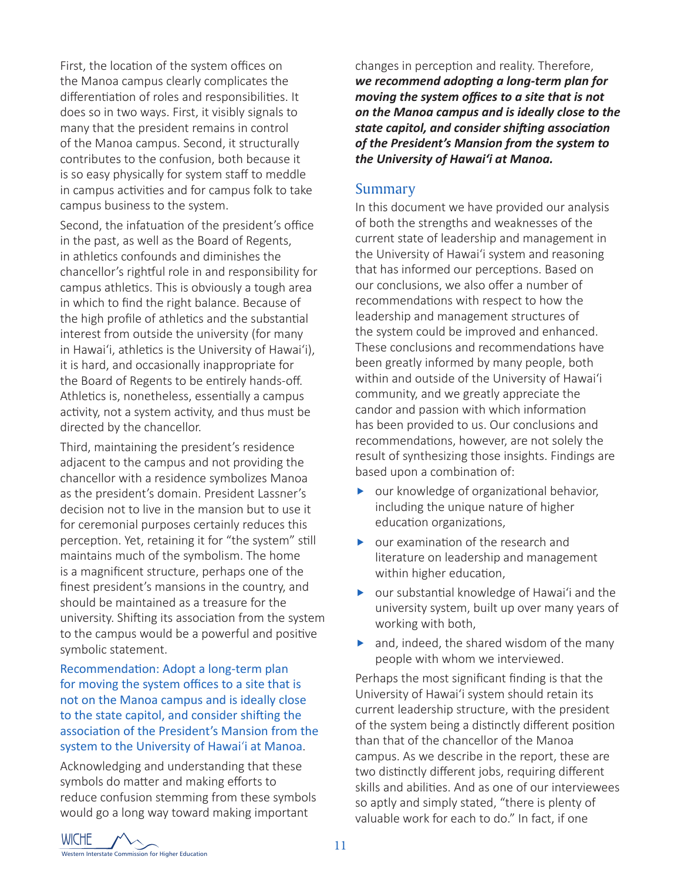First, the location of the system offices on the Manoa campus clearly complicates the differentiation of roles and responsibilities. It does so in two ways. First, it visibly signals to many that the president remains in control of the Manoa campus. Second, it structurally contributes to the confusion, both because it is so easy physically for system staff to meddle in campus activities and for campus folk to take campus business to the system.

Second, the infatuation of the president's office in the past, as well as the Board of Regents, in athletics confounds and diminishes the chancellor's rightful role in and responsibility for campus athletics. This is obviously a tough area in which to find the right balance. Because of the high profile of athletics and the substantial interest from outside the university (for many in Hawaiʻi, athletics is the University of Hawaiʻi), it is hard, and occasionally inappropriate for the Board of Regents to be entirely hands-off. Athletics is, nonetheless, essentially a campus activity, not a system activity, and thus must be directed by the chancellor.

Third, maintaining the president's residence adjacent to the campus and not providing the chancellor with a residence symbolizes Manoa as the president's domain. President Lassner's decision not to live in the mansion but to use it for ceremonial purposes certainly reduces this perception. Yet, retaining it for "the system" still maintains much of the symbolism. The home is a magnificent structure, perhaps one of the finest president's mansions in the country, and should be maintained as a treasure for the university. Shifting its association from the system to the campus would be a powerful and positive symbolic statement.

Recommendation: Adopt a long-term plan for moving the system offices to a site that is not on the Manoa campus and is ideally close to the state capitol, and consider shifting the association of the President's Mansion from the system to the University of Hawaiʻi at Manoa.

Acknowledging and understanding that these symbols do matter and making efforts to reduce confusion stemming from these symbols would go a long way toward making important changes in perception and reality. Therefore, ***we recommend adopting a long-term plan for moving the system offices to a site that is not on the Manoa campus and is ideally close to the state capitol, and consider shifting association of the President's Mansion from the system to the University of Hawaiʻi at Manoa.***

## Summary

In this document we have provided our analysis of both the strengths and weaknesses of the current state of leadership and management in the University of Hawaiʻi system and reasoning that has informed our perceptions. Based on our conclusions, we also offer a number of recommendations with respect to how the leadership and management structures of the system could be improved and enhanced. These conclusions and recommendations have been greatly informed by many people, both within and outside of the University of Hawaiʻi community, and we greatly appreciate the candor and passion with which information has been provided to us. Our conclusions and recommendations, however, are not solely the result of synthesizing those insights. Findings are based upon a combination of:

- our knowledge of organizational behavior, including the unique nature of higher education organizations,
- our examination of the research and literature on leadership and management within higher education,
- our substantial knowledge of Hawaiʻi and the university system, built up over many years of working with both,
- and, indeed, the shared wisdom of the many people with whom we interviewed.

Perhaps the most significant finding is that the University of Hawaiʻi system should retain its current leadership structure, with the president of the system being a distinctly different position than that of the chancellor of the Manoa campus. As we describe in the report, these are two distinctly different jobs, requiring different skills and abilities. And as one of our interviewees so aptly and simply stated, "there is plenty of valuable work for each to do." In fact, if one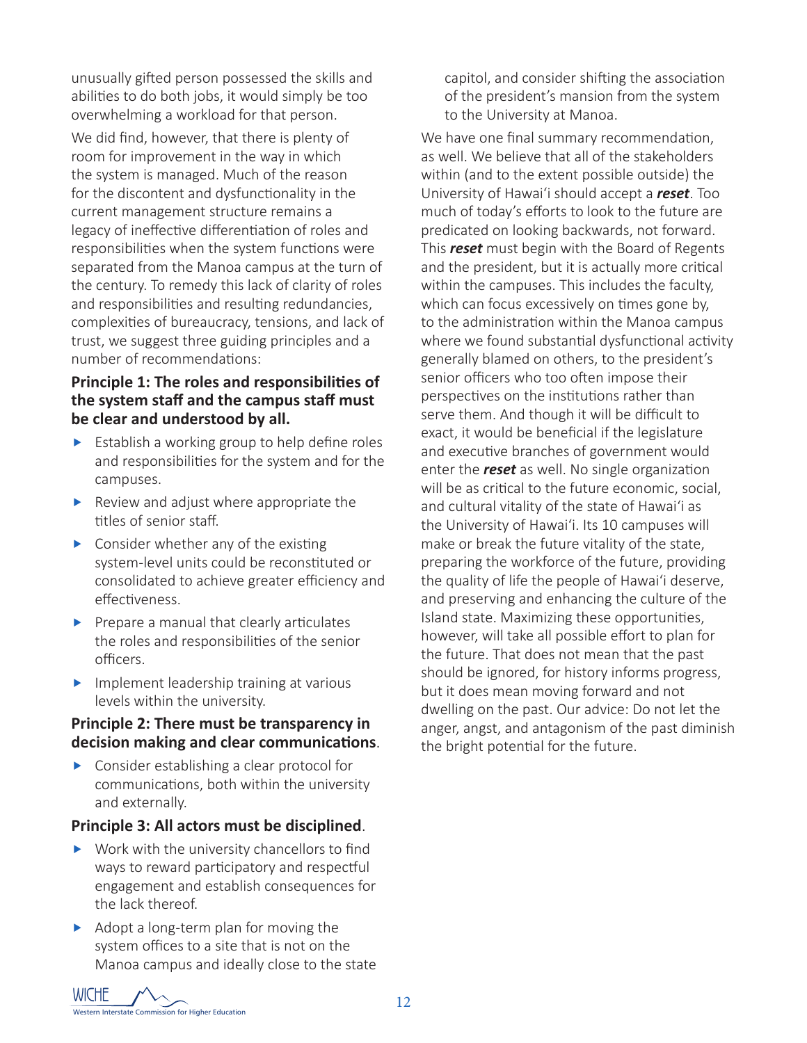unusually gifted person possessed the skills and abilities to do both jobs, it would simply be too overwhelming a workload for that person.

We did find, however, that there is plenty of room for improvement in the way in which the system is managed. Much of the reason for the discontent and dysfunctionality in the current management structure remains a legacy of ineffective differentiation of roles and responsibilities when the system functions were separated from the Manoa campus at the turn of the century. To remedy this lack of clarity of roles and responsibilities and resulting redundancies, complexities of bureaucracy, tensions, and lack of trust, we suggest three guiding principles and a number of recommendations:

**Principle 1: The roles and responsibilities of the system staff and the campus staff must be clear and understood by all.**

- Establish a working group to help define roles and responsibilities for the system and for the campuses.
- Review and adjust where appropriate the titles of senior staff.
- Consider whether any of the existing system-level units could be reconstituted or consolidated to achieve greater efficiency and effectiveness.
- Prepare a manual that clearly articulates the roles and responsibilities of the senior officers.
- Implement leadership training at various levels within the university.

**Principle 2: There must be transparency in decision making and clear communications**.

- Consider establishing a clear protocol for communications, both within the university and externally.

**Principle 3: All actors must be disciplined**.

- Work with the university chancellors to find ways to reward participatory and respectful engagement and establish consequences for the lack thereof.
- Adopt a long-term plan for moving the system offices to a site that is not on the Manoa campus and ideally close to the state capitol, and consider shifting the association of the president's mansion from the system to the University at Manoa.

We have one final summary recommendation, as well. We believe that all of the stakeholders within (and to the extent possible outside) the University of Hawai'i should accept a ***reset***. Too much of today's efforts to look to the future are predicated on looking backwards, not forward. This ***reset*** must begin with the Board of Regents and the president, but it is actually more critical within the campuses. This includes the faculty, which can focus excessively on times gone by, to the administration within the Manoa campus where we found substantial dysfunctional activity generally blamed on others, to the president's senior officers who too often impose their perspectives on the institutions rather than serve them. And though it will be difficult to exact, it would be beneficial if the legislature and executive branches of government would enter the ***reset*** as well. No single organization will be as critical to the future economic, social, and cultural vitality of the state of Hawai'i as the University of Hawai'i. Its 10 campuses will make or break the future vitality of the state, preparing the workforce of the future, providing the quality of life the people of Hawai'i deserve, and preserving and enhancing the culture of the Island state. Maximizing these opportunities, however, will take all possible effort to plan for the future. That does not mean that the past should be ignored, for history informs progress, but it does mean moving forward and not dwelling on the past. Our advice: Do not let the anger, angst, and antagonism of the past diminish the bright potential for the future.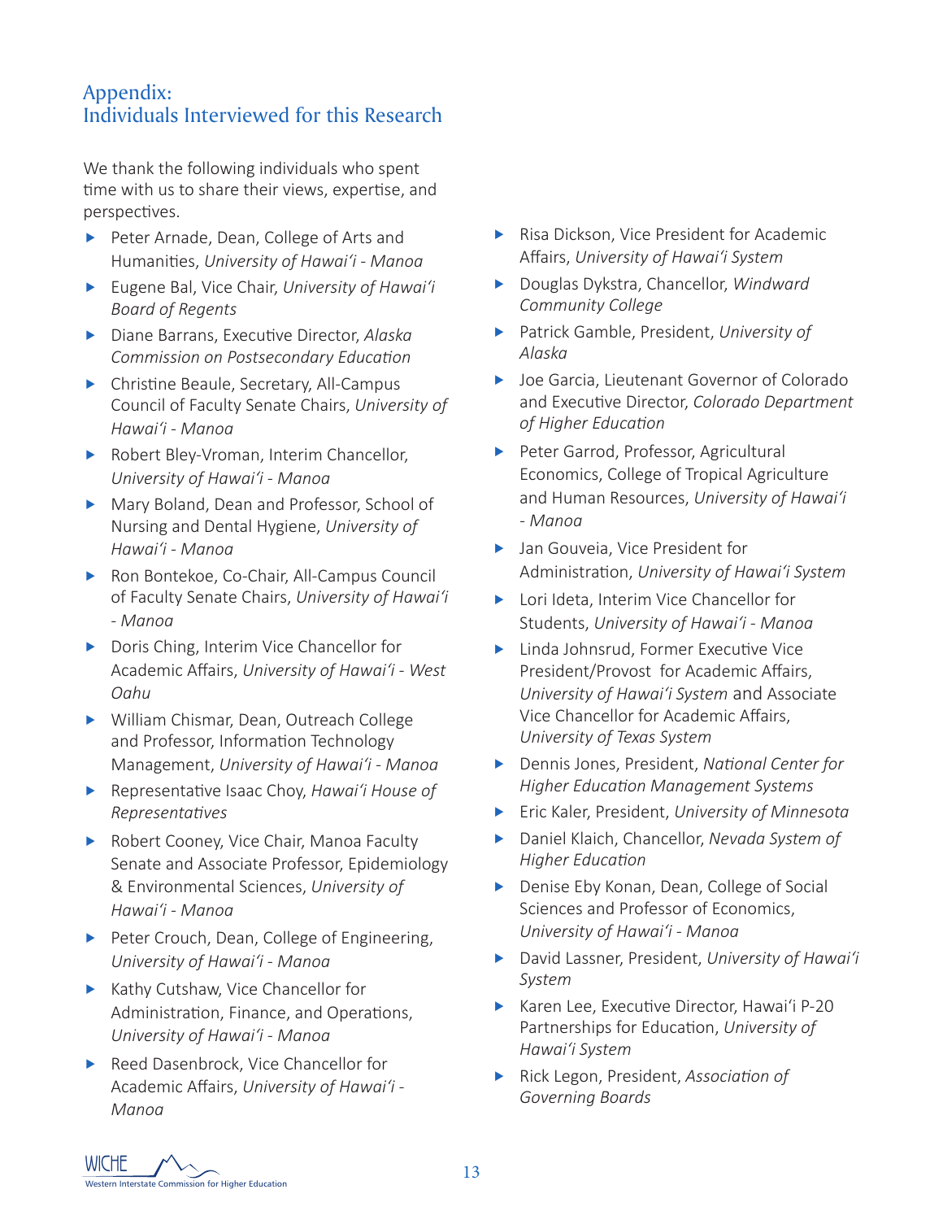# Appendix: Individuals Interviewed for this Research

We thank the following individuals who spent time with us to share their views, expertise, and perspectives.

- Peter Arnade, Dean, College of Arts and Humanities, *University of Hawai'i - Manoa*
- Eugene Bal, Vice Chair, *University of Hawai'i Board of Regents*
- Diane Barrans, Executive Director, *Alaska Commission on Postsecondary Education*
- Christine Beaule, Secretary, All-Campus Council of Faculty Senate Chairs, *University of Hawai'i - Manoa*
- Robert Bley-Vroman, Interim Chancellor, *University of Hawai'i - Manoa*
- Mary Boland, Dean and Professor, School of Nursing and Dental Hygiene, *University of Hawai'i - Manoa*
- Ron Bontekoe, Co-Chair, All-Campus Council of Faculty Senate Chairs, *University of Hawai'i - Manoa*
- Doris Ching, Interim Vice Chancellor for Academic Affairs, *University of Hawai'i - West Oahu*
- William Chismar, Dean, Outreach College and Professor, Information Technology Management, *University of Hawai'i - Manoa*
- Representative Isaac Choy, *Hawai'i House of Representatives*
- Robert Cooney, Vice Chair, Manoa Faculty Senate and Associate Professor, Epidemiology & Environmental Sciences, *University of Hawai'i - Manoa*
- Peter Crouch, Dean, College of Engineering, *University of Hawai'i - Manoa*
- Kathy Cutshaw, Vice Chancellor for Administration, Finance, and Operations, *University of Hawai'i - Manoa*
- Reed Dasenbrock, Vice Chancellor for Academic Affairs, *University of Hawai'i - Manoa*
- Risa Dickson, Vice President for Academic Affairs, *University of Hawai'i System*
- Douglas Dykstra, Chancellor, *Windward Community College*
- Patrick Gamble, President, *University of Alaska*
- Joe Garcia, Lieutenant Governor of Colorado and Executive Director, *Colorado Department of Higher Education*
- Peter Garrod, Professor, Agricultural Economics, College of Tropical Agriculture and Human Resources, *University of Hawai'i - Manoa*
- Jan Gouveia, Vice President for Administration, *University of Hawai'i System*
- Lori Ideta, Interim Vice Chancellor for Students, *University of Hawai'i - Manoa*
- Linda Johnsrud, Former Executive Vice President/Provost for Academic Affairs, *University of Hawai'i System* and Associate Vice Chancellor for Academic Affairs, *University of Texas System*
- Dennis Jones, President, *National Center for Higher Education Management Systems*
- Eric Kaler, President, *University of Minnesota*
- Daniel Klaich, Chancellor, *Nevada System of Higher Education*
- Denise Eby Konan, Dean, College of Social Sciences and Professor of Economics, *University of Hawai'i - Manoa*
- David Lassner, President, *University of Hawai'i System*
- Karen Lee, Executive Director, Hawai'i P-20 Partnerships for Education, *University of Hawai'i System*
- Rick Legon, President, *Association of Governing Boards*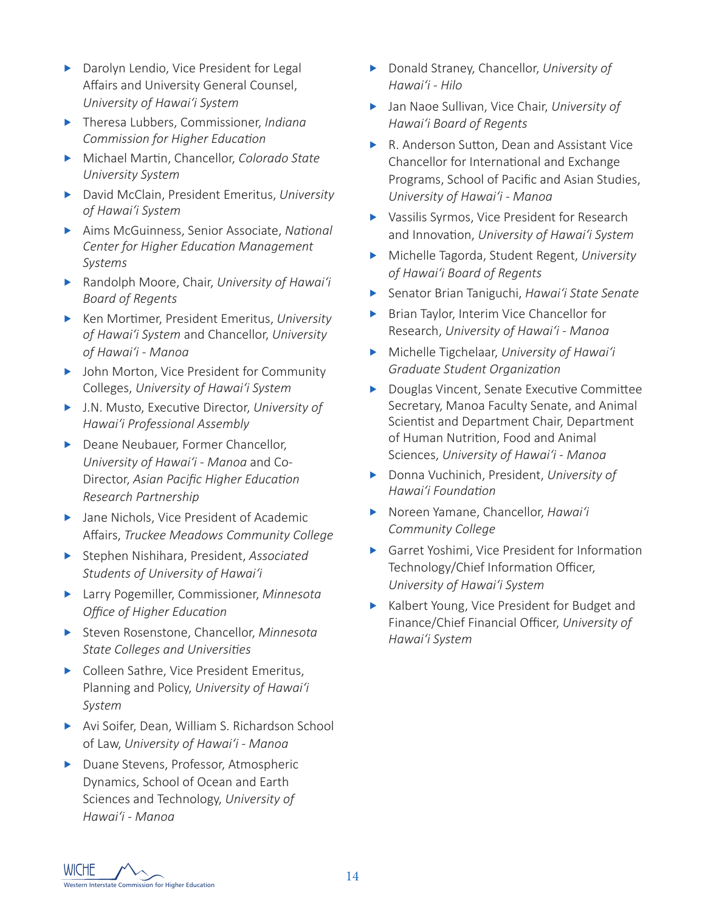- Darolyn Lendio, Vice President for Legal Affairs and University General Counsel, *University of Hawai'i System*
- Theresa Lubbers, Commissioner, *Indiana Commission for Higher Education*
- Michael Martin, Chancellor, *Colorado State University System*
- David McClain, President Emeritus, *University of Hawai'i System*
- Aims McGuinness, Senior Associate, *National Center for Higher Education Management Systems*
- Randolph Moore, Chair, *University of Hawai'i Board of Regents*
- Ken Mortimer, President Emeritus, *University of Hawai'i System* and Chancellor, *University of Hawai'i - Manoa*
- John Morton, Vice President for Community Colleges, *University of Hawai'i System*
- J.N. Musto, Executive Director, *University of Hawai'i Professional Assembly*
- Deane Neubauer, Former Chancellor, *University of Hawai'i - Manoa* and Co-Director, *Asian Pacific Higher Education Research Partnership*
- Jane Nichols, Vice President of Academic Affairs, *Truckee Meadows Community College*
- Stephen Nishihara, President, *Associated Students of University of Hawai'i*
- Larry Pogemiller, Commissioner, *Minnesota Office of Higher Education*
- Steven Rosenstone, Chancellor, *Minnesota State Colleges and Universities*
- Colleen Sathre, Vice President Emeritus, Planning and Policy, *University of Hawai'i System*
- Avi Soifer, Dean, William S. Richardson School of Law, *University of Hawai'i - Manoa*
- Duane Stevens, Professor, Atmospheric Dynamics, School of Ocean and Earth Sciences and Technology, *University of Hawai'i - Manoa*
- Donald Straney, Chancellor, *University of Hawai'i - Hilo*
- Jan Naoe Sullivan, Vice Chair, *University of Hawai'i Board of Regents*
- R. Anderson Sutton, Dean and Assistant Vice Chancellor for International and Exchange Programs, School of Pacific and Asian Studies, *University of Hawai'i - Manoa*
- Vassilis Syrmos, Vice President for Research and Innovation, *University of Hawai'i System*
- Michelle Tagorda, Student Regent, *University of Hawai'i Board of Regents*
- Senator Brian Taniguchi, *Hawai'i State Senate*
- Brian Taylor, Interim Vice Chancellor for Research, *University of Hawai'i - Manoa*
- Michelle Tigchelaar, *University of Hawai'i Graduate Student Organization*
- Douglas Vincent, Senate Executive Committee Secretary, Manoa Faculty Senate, and Animal Scientist and Department Chair, Department of Human Nutrition, Food and Animal Sciences, *University of Hawai'i - Manoa*
- Donna Vuchinich, President, *University of Hawai'i Foundation*
- Noreen Yamane, Chancellor, *Hawai'i Community College*
- Garret Yoshimi, Vice President for Information Technology/Chief Information Officer, *University of Hawai'i System*
- Kalbert Young, Vice President for Budget and Finance/Chief Financial Officer, *University of Hawai'i System*